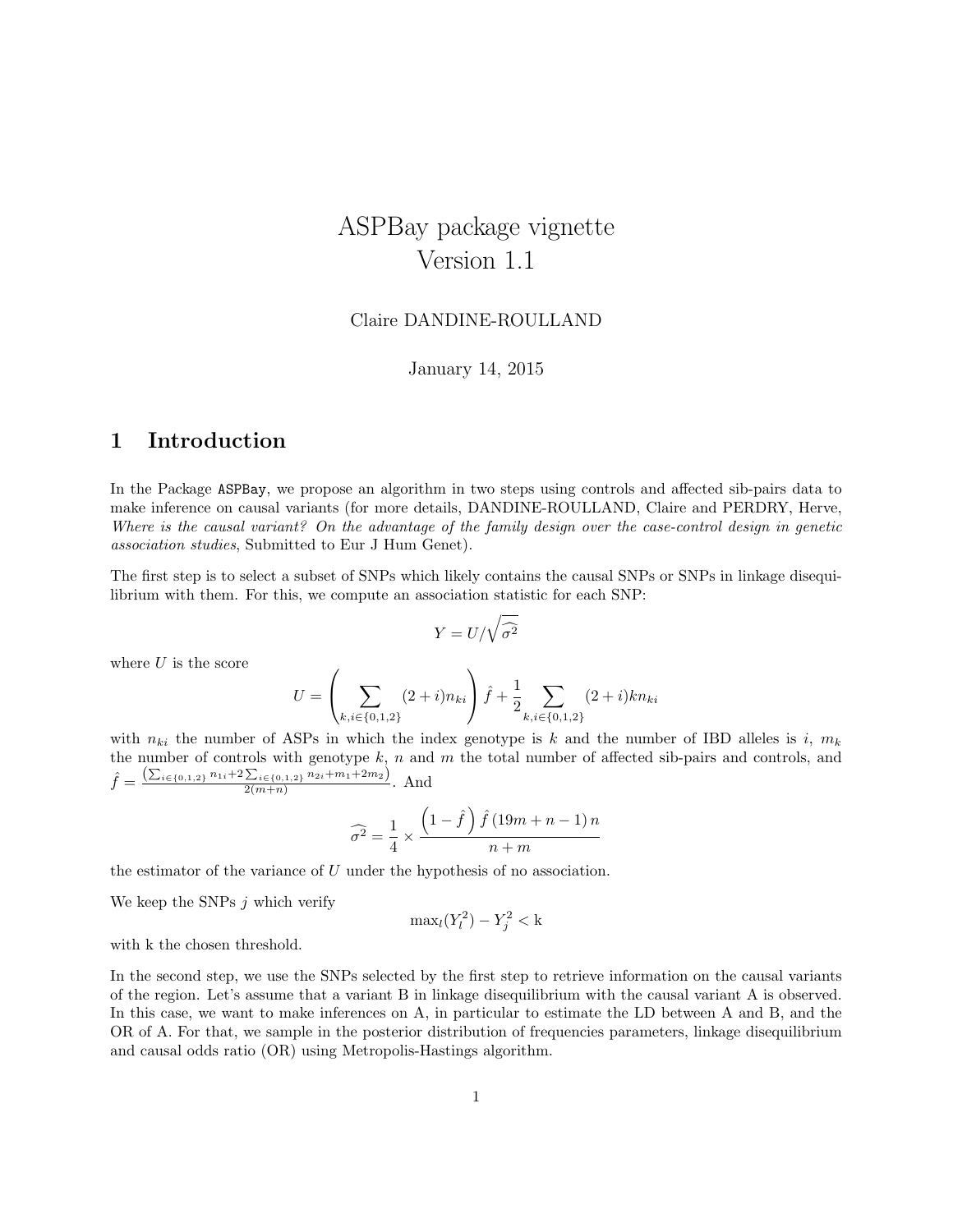# ASPBay package vignette
Version 1.1

Claire DANDINE-ROULLAND

January 14, 2015

## 1 Introduction

In the Package ASPBay, we propose an algorithm in two steps using controls and affected sib-pairs data to make inference on causal variants (for more details, DANDINE-ROULLAND, Claire and PERDRY, Herve, *Where is the causal variant? On the advantage of the family design over the case-control design in genetic association studies*, Submitted to Eur J Hum Genet).

The first step is to select a subset of SNPs which likely contains the causal SNPs or SNPs in linkage disequilibrium with them. For this, we compute an association statistic for each SNP:

$$Y = U/\sqrt{\widehat{\sigma^2}}$$

where $U$ is the score

$$U = \left( \sum_{k,i \in \{0,1,2\}} (2+i) n_{ki} \right) \hat{f} + \frac{1}{2} \sum_{k,i \in \{0,1,2\}} (2+i) k n_{ki}$$

with $n_{ki}$ the number of ASPs in which the index genotype is $k$ and the number of IBD alleles is $i$, $m_k$ the number of controls with genotype $k$, $n$ and $m$ the total number of affected sib-pairs and controls, and $\hat{f} = \frac{\left(\sum_{i \in \{0,1,2\}} n_{1i} + 2\sum_{i \in \{0,1,2\}} n_{2i} + m_1 + 2m_2\right)}{2(m+n)}$. And

$$\widehat{\sigma^2} = \frac{1}{4} \times \frac{\left(1-\hat{f}\right)\hat{f}\left(19m+n-1\right)n}{n+m}$$

the estimator of the variance of $U$ under the hypothesis of no association.

We keep the SNPs $j$ which verify

$$\max_l(Y_l^2) - Y_j^2 < \mathrm{k}$$

with k the chosen threshold.

In the second step, we use the SNPs selected by the first step to retrieve information on the causal variants of the region. Let's assume that a variant B in linkage disequilibrium with the causal variant A is observed. In this case, we want to make inferences on A, in particular to estimate the LD between A and B, and the OR of A. For that, we sample in the posterior distribution of frequencies parameters, linkage disequilibrium and causal odds ratio (OR) using Metropolis-Hastings algorithm.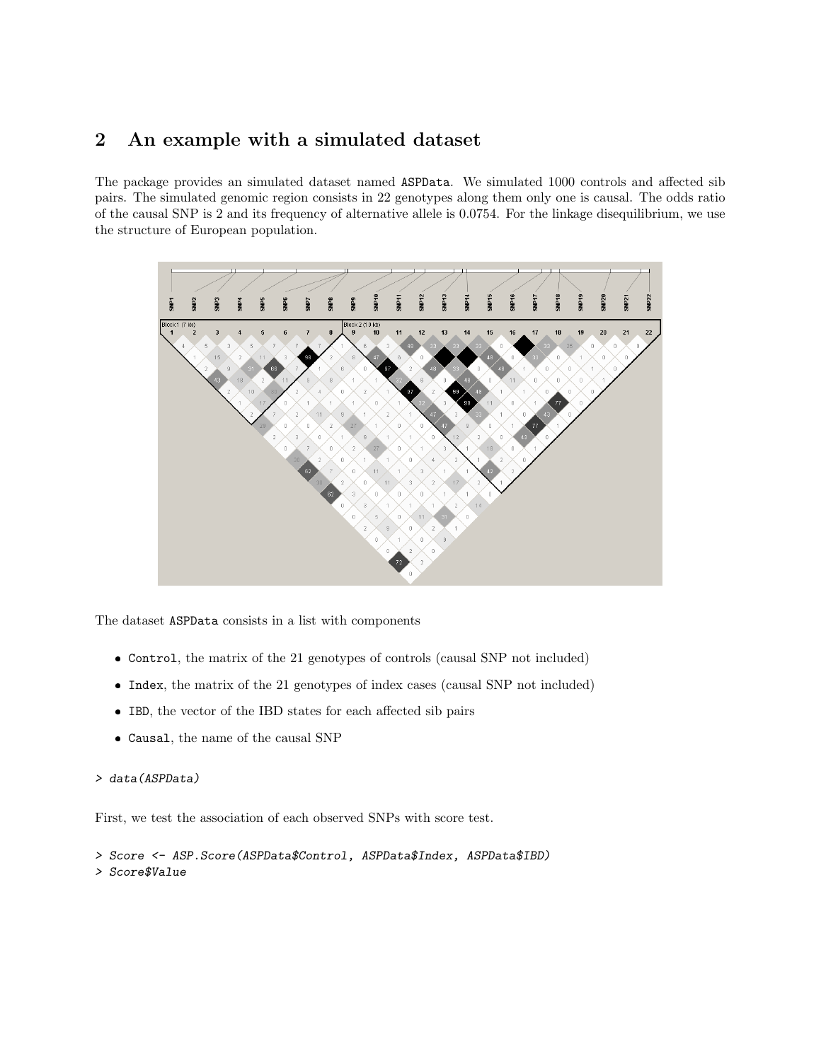## 2 An example with a simulated dataset

The package provides an simulated dataset named ASPData. We simulated 1000 controls and affected sib pairs. The simulated genomic region consists in 22 genotypes along them only one is causal. The odds ratio of the causal SNP is 2 and its frequency of alternative allele is 0.0754. For the linkage disequilibrium, we use the structure of European population.

The dataset ASPData consists in a list with components

- Control, the matrix of the 21 genotypes of controls (causal SNP not included)
- Index, the matrix of the 21 genotypes of index cases (causal SNP not included)
- IBD, the vector of the IBD states for each affected sib pairs
- Causal, the name of the causal SNP

```
> data(ASPData)
```

First, we test the association of each observed SNPs with score test.

```
> Score <- ASP.Score(ASPData$Control, ASPData$Index, ASPData$IBD)
> Score$Value
```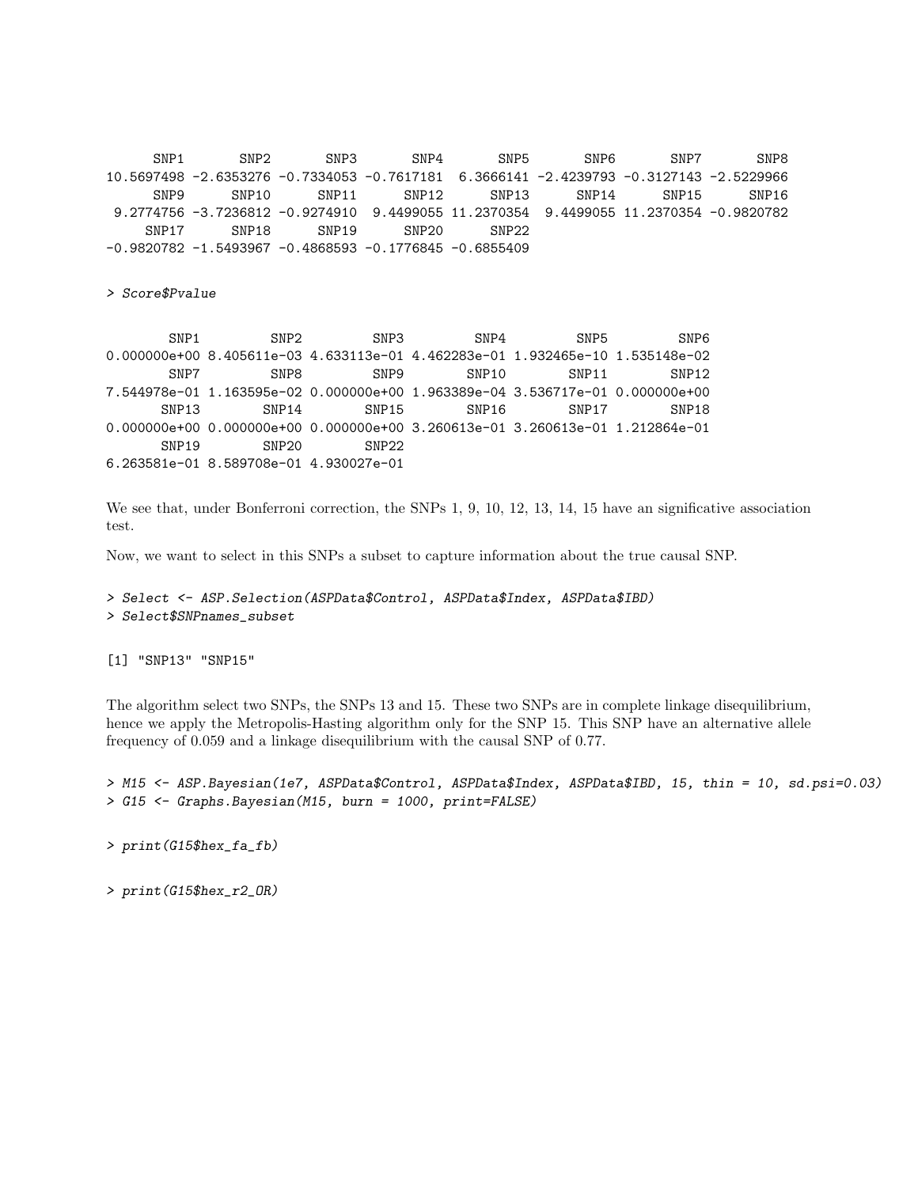```
      SNP1       SNP2       SNP3       SNP4       SNP5       SNP6       SNP7       SNP8 
10.5697498 -2.6353276 -0.7334053 -0.7617181  6.3666141 -2.4239793 -0.3127143 -2.5229966 
      SNP9      SNP10      SNP11      SNP12      SNP13      SNP14      SNP15      SNP16 
 9.2774756 -3.7236812 -0.9274910  9.4499055 11.2370354  9.4499055 11.2370354 -0.9820782 
     SNP17      SNP18      SNP19      SNP20      SNP22 
-0.9820782 -1.5493967 -0.4868593 -0.1776845 -0.6855409 
```

```
> Score$Pvalue
```

```
        SNP1         SNP2         SNP3         SNP4         SNP5         SNP6 
0.000000e+00 8.405611e-03 4.633113e-01 4.462283e-01 1.932465e-10 1.535148e-02 
        SNP7         SNP8         SNP9        SNP10        SNP11        SNP12 
7.544978e-01 1.163595e-02 0.000000e+00 1.963389e-04 3.536717e-01 0.000000e+00 
       SNP13        SNP14        SNP15        SNP16        SNP17        SNP18 
0.000000e+00 0.000000e+00 0.000000e+00 3.260613e-01 3.260613e-01 1.212864e-01 
       SNP19        SNP20        SNP22 
6.263581e-01 8.589708e-01 4.930027e-01 
```

We see that, under Bonferroni correction, the SNPs 1, 9, 10, 12, 13, 14, 15 have an significative association test.

Now, we want to select in this SNPs a subset to capture information about the true causal SNP.

```
> Select <- ASP.Selection(ASPData$Control, ASPData$Index, ASPData$IBD)
> Select$SNPnames_subset
```

```
[1] "SNP13" "SNP15"
```

The algorithm select two SNPs, the SNPs 13 and 15. These two SNPs are in complete linkage disequilibrium, hence we apply the Metropolis-Hasting algorithm only for the SNP 15. This SNP have an alternative allele frequency of 0.059 and a linkage disequilibrium with the causal SNP of 0.77.

```
> M15 <- ASP.Bayesian(1e7, ASPData$Control, ASPData$Index, ASPData$IBD, 15, thin = 10, sd.psi=0.03)
> G15 <- Graphs.Bayesian(M15, burn = 1000, print=FALSE)
```

```
> print(G15$hex_fa_fb)
```

```
> print(G15$hex_r2_OR)
```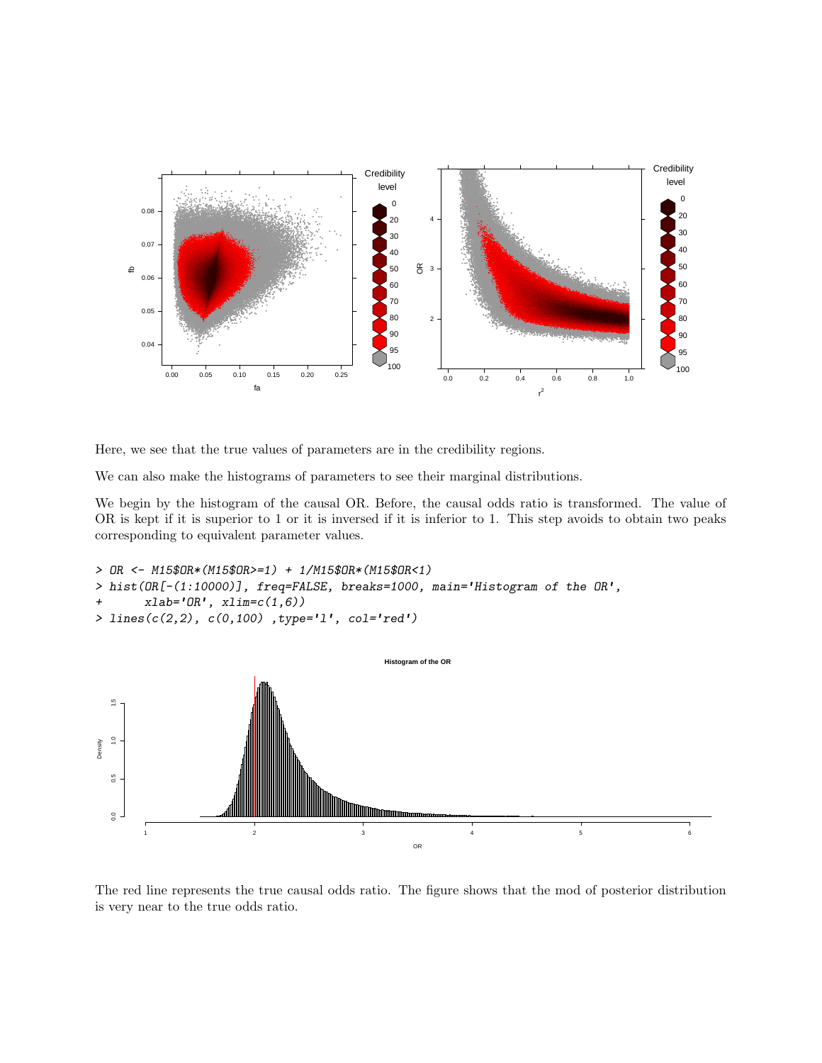Here, we see that the true values of parameters are in the credibility regions.

We can also make the histograms of parameters to see their marginal distributions.

We begin by the histogram of the causal OR. Before, the causal odds ratio is transformed. The value of OR is kept if it is superior to 1 or it is inversed if it is inferior to 1. This step avoids to obtain two peaks corresponding to equivalent parameter values.

```
> OR <- M15$OR*(M15$OR>=1) + 1/M15$OR*(M15$OR<1)
> hist(OR[-(1:10000)], freq=FALSE, breaks=1000, main='Histogram of the OR',
+      xlab='OR', xlim=c(1,6))
> lines(c(2,2), c(0,100) ,type='l', col='red')
```

The red line represents the true causal odds ratio. The figure shows that the mod of posterior distribution is very near to the true odds ratio.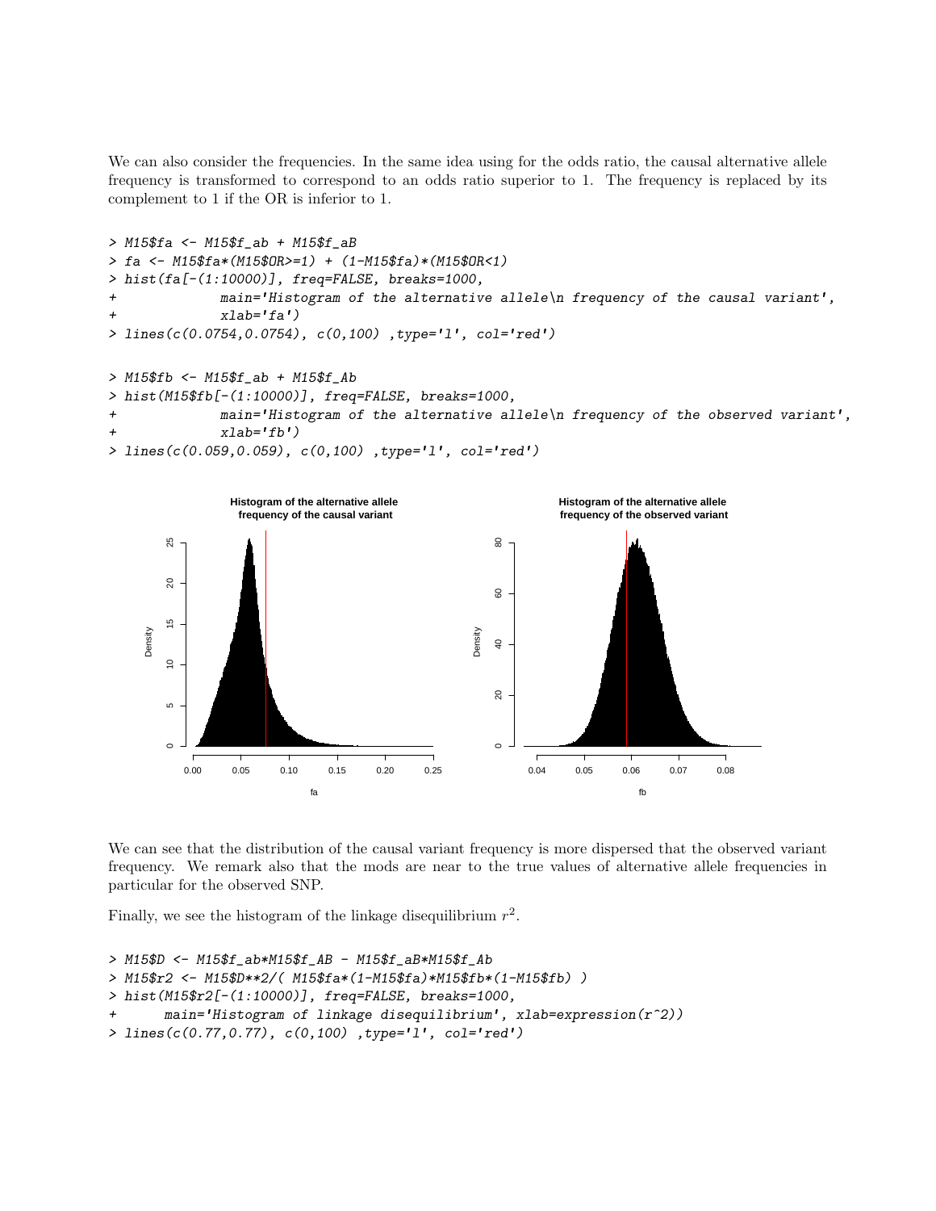We can also consider the frequencies. In the same idea using for the odds ratio, the causal alternative allele frequency is transformed to correspond to an odds ratio superior to 1. The frequency is replaced by its complement to 1 if the OR is inferior to 1.

```
> M15$fa <- M15$f_ab + M15$f_aB
> fa <- M15$fa*(M15$OR>=1) + (1-M15$fa)*(M15$OR<1)
> hist(fa[-(1:10000)], freq=FALSE, breaks=1000,
+              main='Histogram of the alternative allele\n frequency of the causal variant',
+              xlab='fa')
> lines(c(0.0754,0.0754), c(0,100) ,type='l', col='red')

> M15$fb <- M15$f_ab + M15$f_Ab
> hist(M15$fb[-(1:10000)], freq=FALSE, breaks=1000,
+              main='Histogram of the alternative allele\n frequency of the observed variant',
+              xlab='fb')
> lines(c(0.059,0.059), c(0,100) ,type='l', col='red')
```

We can see that the distribution of the causal variant frequency is more dispersed that the observed variant frequency. We remark also that the mods are near to the true values of alternative allele frequencies in particular for the observed SNP.

Finally, we see the histogram of the linkage disequilibrium $r^2$.

```
> M15$D <- M15$f_ab*M15$f_AB - M15$f_aB*M15$f_Ab
> M15$r2 <- M15$D**2/( M15$fa*(1-M15$fa)*M15$fb*(1-M15$fb) )
> hist(M15$r2[-(1:10000)], freq=FALSE, breaks=1000,
+       main='Histogram of linkage disequilibrium', xlab=expression(r^2))
> lines(c(0.77,0.77), c(0,100) ,type='l', col='red')
```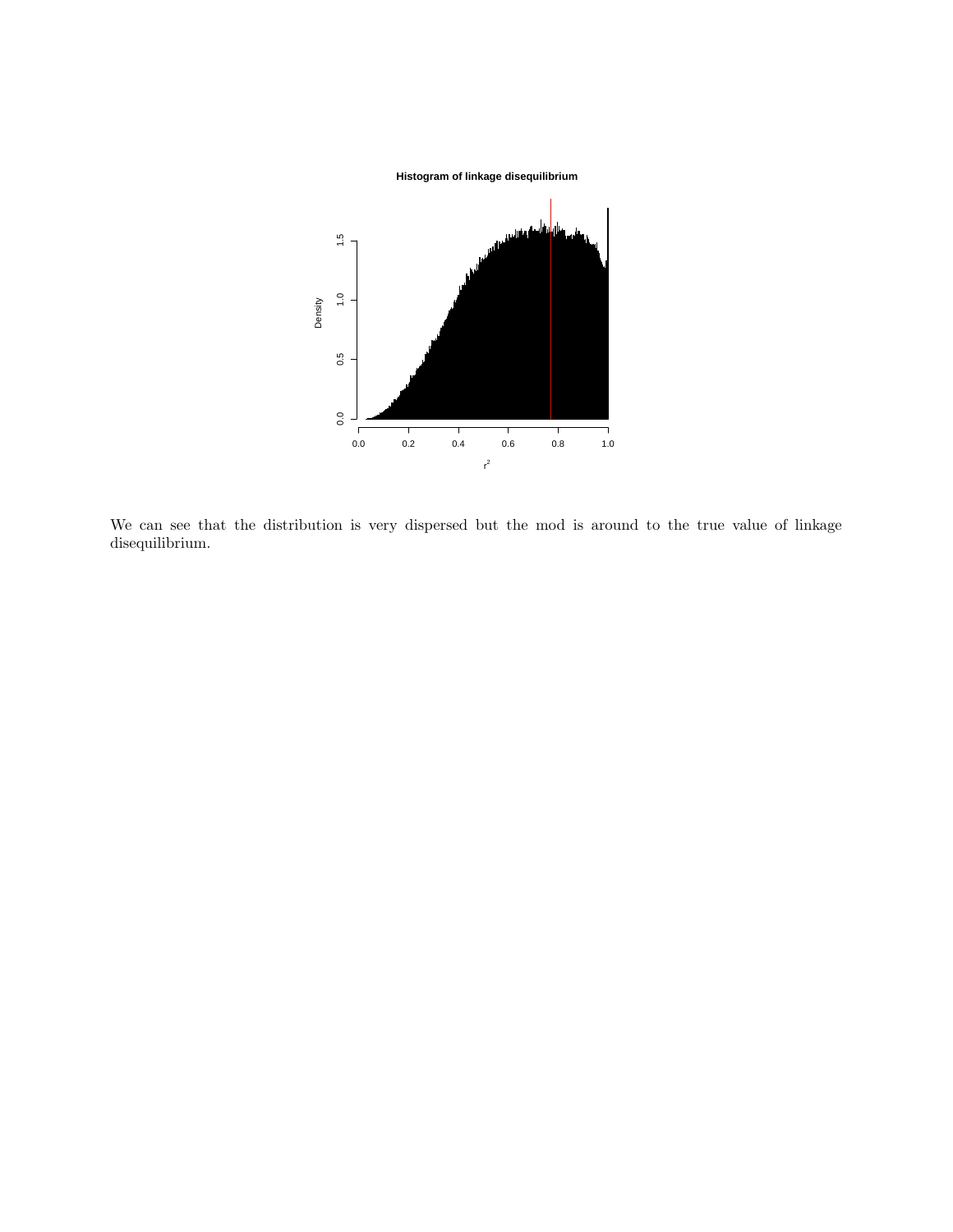Histogram of linkage disequilibrium

Density

0.0

0.5

1.0

1.5

0.0

0.2

0.4

0.6

0.8

1.0

$r^2$

We can see that the distribution is very dispersed but the mod is around to the true value of linkage disequilibrium.